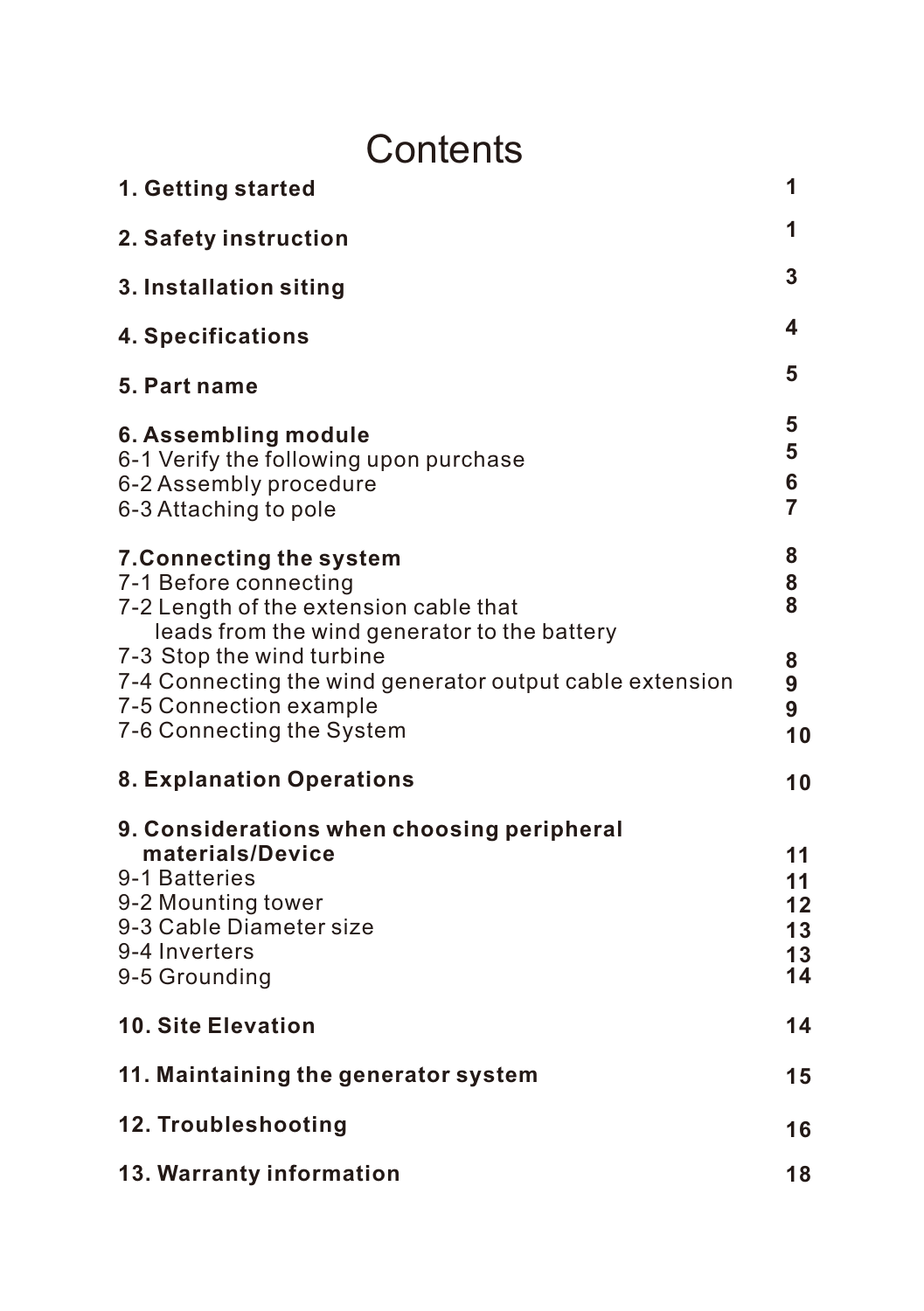# Contents

| | |
|---|---|
| **1. Getting started** | **1** |
| **2. Safety instruction** | **1** |
| **3. Installation siting** | **3** |
| **4. Specifications** | **4** |
| **5. Part name** | **5** |
| **6. Assembling module** | **5** |
| 6-1 Verify the following upon purchase | **5** |
| 6-2 Assembly procedure | **6** |
| 6-3 Attaching to pole | **7** |
| **7.Connecting the system** | **8** |
| 7-1 Before connecting | **8** |
| 7-2 Length of the extension cable that leads from the wind generator to the battery | **8** |
| 7-3 Stop the wind turbine | **8** |
| 7-4 Connecting the wind generator output cable extension | **9** |
| 7-5 Connection example | **9** |
| 7-6 Connecting the System | **10** |
| **8. Explanation Operations** | **10** |
| **9. Considerations when choosing peripheral materials/Device** | **11** |
| 9-1 Batteries | **11** |
| 9-2 Mounting tower | **12** |
| 9-3 Cable Diameter size | **13** |
| 9-4 Inverters | **13** |
| 9-5 Grounding | **14** |
| **10. Site Elevation** | **14** |
| **11. Maintaining the generator system** | **15** |
| **12. Troubleshooting** | **16** |
| **13. Warranty information** | **18** |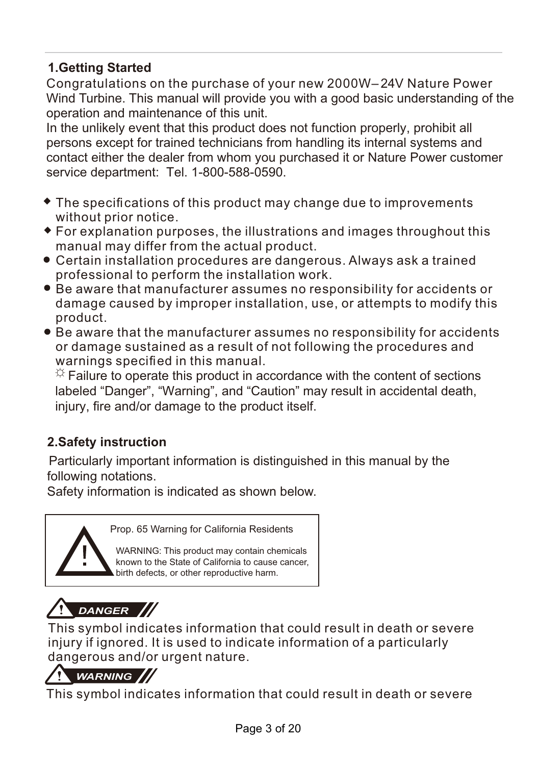## 1.Getting Started

Congratulations on the purchase of your new 2000W– 24V Nature Power Wind Turbine. This manual will provide you with a good basic understanding of the operation and maintenance of this unit.

In the unlikely event that this product does not function properly, prohibit all persons except for trained technicians from handling its internal systems and contact either the dealer from whom you purchased it or Nature Power customer service department: Tel. 1-800-588-0590.

- The specifications of this product may change due to improvements without prior notice.
- For explanation purposes, the illustrations and images throughout this manual may differ from the actual product.
- Certain installation procedures are dangerous. Always ask a trained professional to perform the installation work.
- Be aware that manufacturer assumes no responsibility for accidents or damage caused by improper installation, use, or attempts to modify this product.
- Be aware that the manufacturer assumes no responsibility for accidents or damage sustained as a result of not following the procedures and warnings specified in this manual.

  ☼ Failure to operate this product in accordance with the content of sections labeled “Danger”, “Warning”, and “Caution” may result in accidental death, injury, fire and/or damage to the product itself.

## 2.Safety instruction

Particularly important information is distinguished in this manual by the following notations.

Safety information is indicated as shown below.

> **!** Prop. 65 Warning for California Residents
>
> WARNING: This product may contain chemicals known to the State of California to cause cancer, birth defects, or other reproductive harm.

**! DANGER**

This symbol indicates information that could result in death or severe injury if ignored. It is used to indicate information of a particularly dangerous and/or urgent nature.

**! WARNING**

This symbol indicates information that could result in death or severe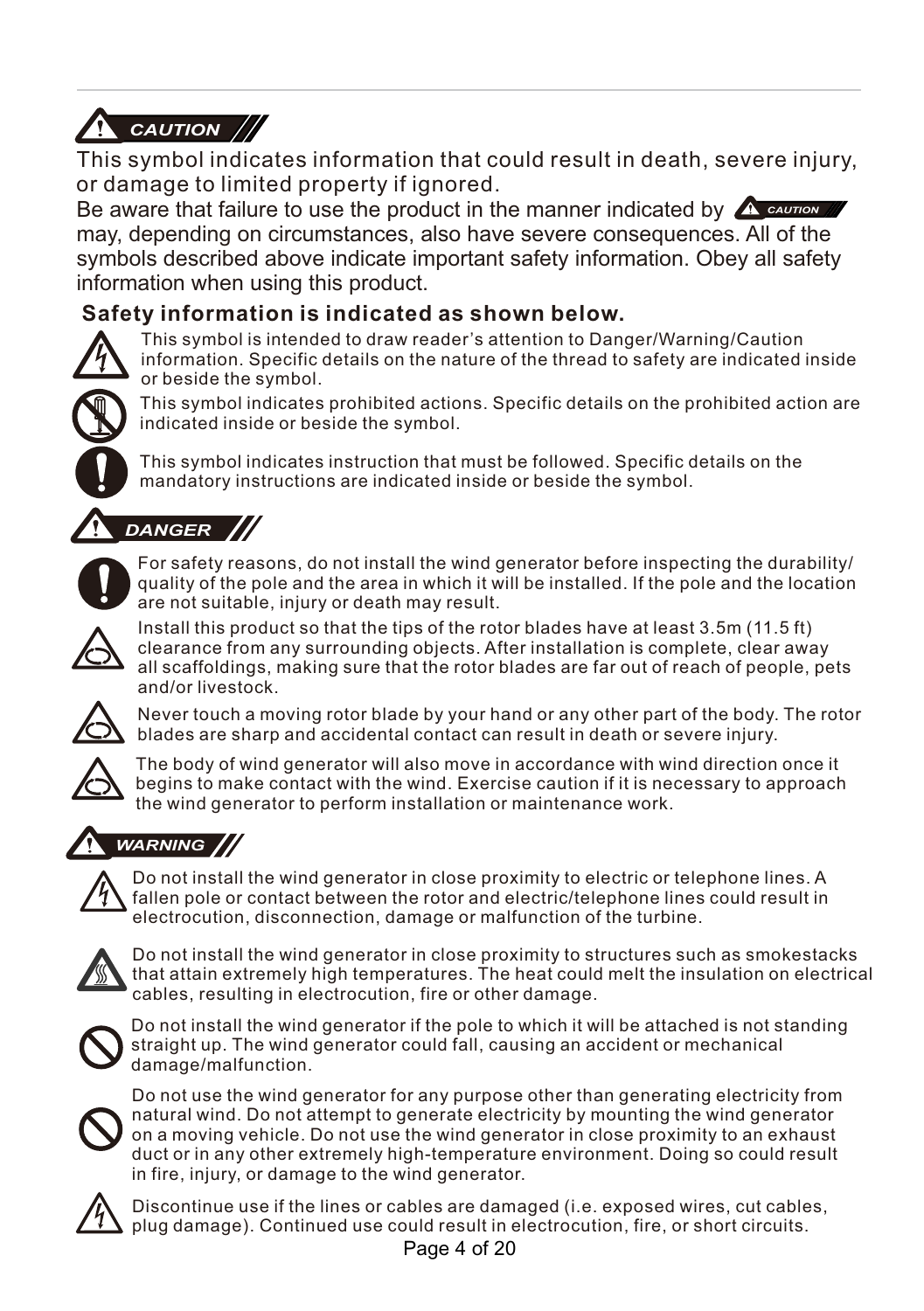## CAUTION

This symbol indicates information that could result in death, severe injury, or damage to limited property if ignored.

Be aware that failure to use the product in the manner indicated by CAUTION may, depending on circumstances, also have severe consequences. All of the symbols described above indicate important safety information. Obey all safety information when using this product.

### Safety information is indicated as shown below.

This symbol is intended to draw reader's attention to Danger/Warning/Caution information. Specific details on the nature of the thread to safety are indicated inside or beside the symbol.

This symbol indicates prohibited actions. Specific details on the prohibited action are indicated inside or beside the symbol.

This symbol indicates instruction that must be followed. Specific details on the mandatory instructions are indicated inside or beside the symbol.

## DANGER

For safety reasons, do not install the wind generator before inspecting the durability/quality of the pole and the area in which it will be installed. If the pole and the location are not suitable, injury or death may result.

Install this product so that the tips of the rotor blades have at least 3.5m (11.5 ft) clearance from any surrounding objects. After installation is complete, clear away all scaffoldings, making sure that the rotor blades are far out of reach of people, pets and/or livestock.

Never touch a moving rotor blade by your hand or any other part of the body. The rotor blades are sharp and accidental contact can result in death or severe injury.

The body of wind generator will also move in accordance with wind direction once it begins to make contact with the wind. Exercise caution if it is necessary to approach the wind generator to perform installation or maintenance work.

## WARNING

Do not install the wind generator in close proximity to electric or telephone lines. A fallen pole or contact between the rotor and electric/telephone lines could result in electrocution, disconnection, damage or malfunction of the turbine.

Do not install the wind generator in close proximity to structures such as smokestacks that attain extremely high temperatures. The heat could melt the insulation on electrical cables, resulting in electrocution, fire or other damage.

Do not install the wind generator if the pole to which it will be attached is not standing straight up. The wind generator could fall, causing an accident or mechanical damage/malfunction.

Do not use the wind generator for any purpose other than generating electricity from natural wind. Do not attempt to generate electricity by mounting the wind generator on a moving vehicle. Do not use the wind generator in close proximity to an exhaust duct or in any other extremely high-temperature environment. Doing so could result in fire, injury, or damage to the wind generator.

Discontinue use if the lines or cables are damaged (i.e. exposed wires, cut cables, plug damage). Continued use could result in electrocution, fire, or short circuits.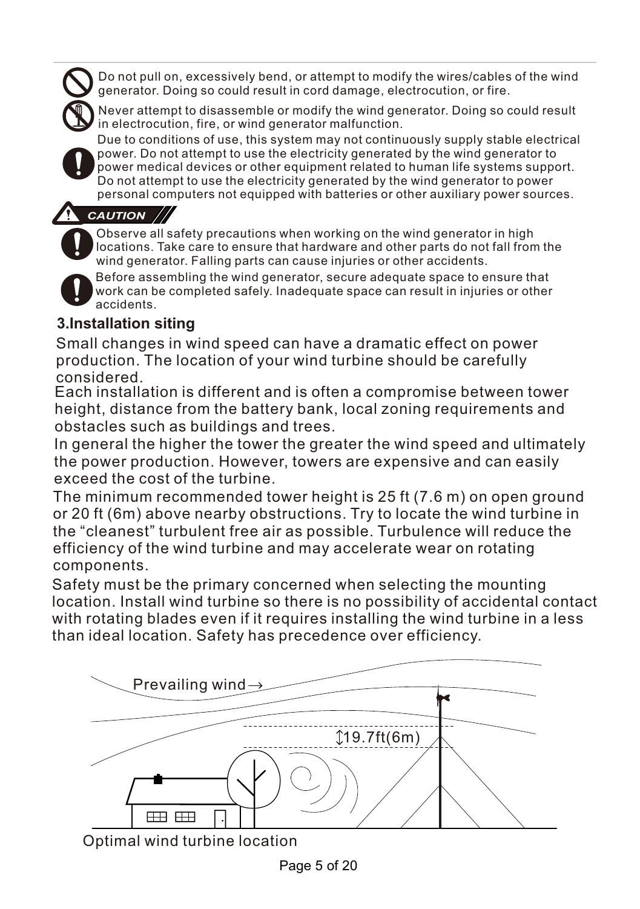Do not pull on, excessively bend, or attempt to modify the wires/cables of the wind generator. Doing so could result in cord damage, electrocution, or fire.

Never attempt to disassemble or modify the wind generator. Doing so could result in electrocution, fire, or wind generator malfunction.

Due to conditions of use, this system may not continuously supply stable electrical power. Do not attempt to use the electricity generated by the wind generator to power medical devices or other equipment related to human life systems support. Do not attempt to use the electricity generated by the wind generator to power personal computers not equipped with batteries or other auxiliary power sources.

**CAUTION**

Observe all safety precautions when working on the wind generator in high locations. Take care to ensure that hardware and other parts do not fall from the wind generator. Falling parts can cause injuries or other accidents.

Before assembling the wind generator, secure adequate space to ensure that work can be completed safely. Inadequate space can result in injuries or other accidents.

## 3.Installation siting

Small changes in wind speed can have a dramatic effect on power production. The location of your wind turbine should be carefully considered.

Each installation is different and is often a compromise between tower height, distance from the battery bank, local zoning requirements and obstacles such as buildings and trees.

In general the higher the tower the greater the wind speed and ultimately the power production. However, towers are expensive and can easily exceed the cost of the turbine.

The minimum recommended tower height is 25 ft (7.6 m) on open ground or 20 ft (6m) above nearby obstructions. Try to locate the wind turbine in the "cleanest" turbulent free air as possible. Turbulence will reduce the efficiency of the wind turbine and may accelerate wear on rotating components.

Safety must be the primary concerned when selecting the mounting location. Install wind turbine so there is no possibility of accidental contact with rotating blades even if it requires installing the wind turbine in a less than ideal location. Safety has precedence over efficiency.

Prevailing wind →

19.7ft(6m)

Optimal wind turbine location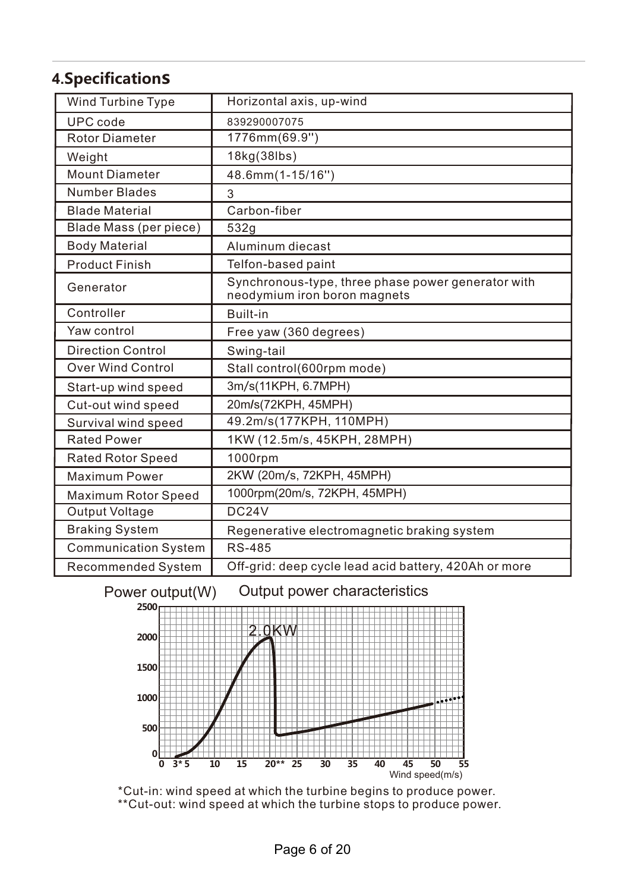## 4.Specifications

| Wind Turbine Type | Horizontal axis, up-wind |
|---|---|
| UPC code | 839290007075 |
| Rotor Diameter | 1776mm(69.9'') |
| Weight | 18kg(38lbs) |
| Mount Diameter | 48.6mm(1-15/16'') |
| Number Blades | 3 |
| Blade Material | Carbon-fiber |
| Blade Mass (per piece) | 532g |
| Body Material | Aluminum diecast |
| Product Finish | Telfon-based paint |
| Generator | Synchronous-type, three phase power generator with neodymium iron boron magnets |
| Controller | Built-in |
| Yaw control | Free yaw (360 degrees) |
| Direction Control | Swing-tail |
| Over Wind Control | Stall control(600rpm mode) |
| Start-up wind speed | 3m/s(11KPH, 6.7MPH) |
| Cut-out wind speed | 20m/s(72KPH, 45MPH) |
| Survival wind speed | 49.2m/s(177KPH, 110MPH) |
| Rated Power | 1KW (12.5m/s, 45KPH, 28MPH) |
| Rated Rotor Speed | 1000rpm |
| Maximum Power | 2KW (20m/s, 72KPH, 45MPH) |
| Maximum Rotor Speed | 1000rpm(20m/s, 72KPH, 45MPH) |
| Output Voltage | DC24V |
| Braking System | Regenerative electromagnetic braking system |
| Communication System | RS-485 |
| Recommended System | Off-grid: deep cycle lead acid battery, 420Ah or more |

Power output(W) Output power characteristics

2.0KW

Wind speed(m/s)

*Cut-in: wind speed at which the turbine begins to produce power.
**Cut-out: wind speed at which the turbine stops to produce power.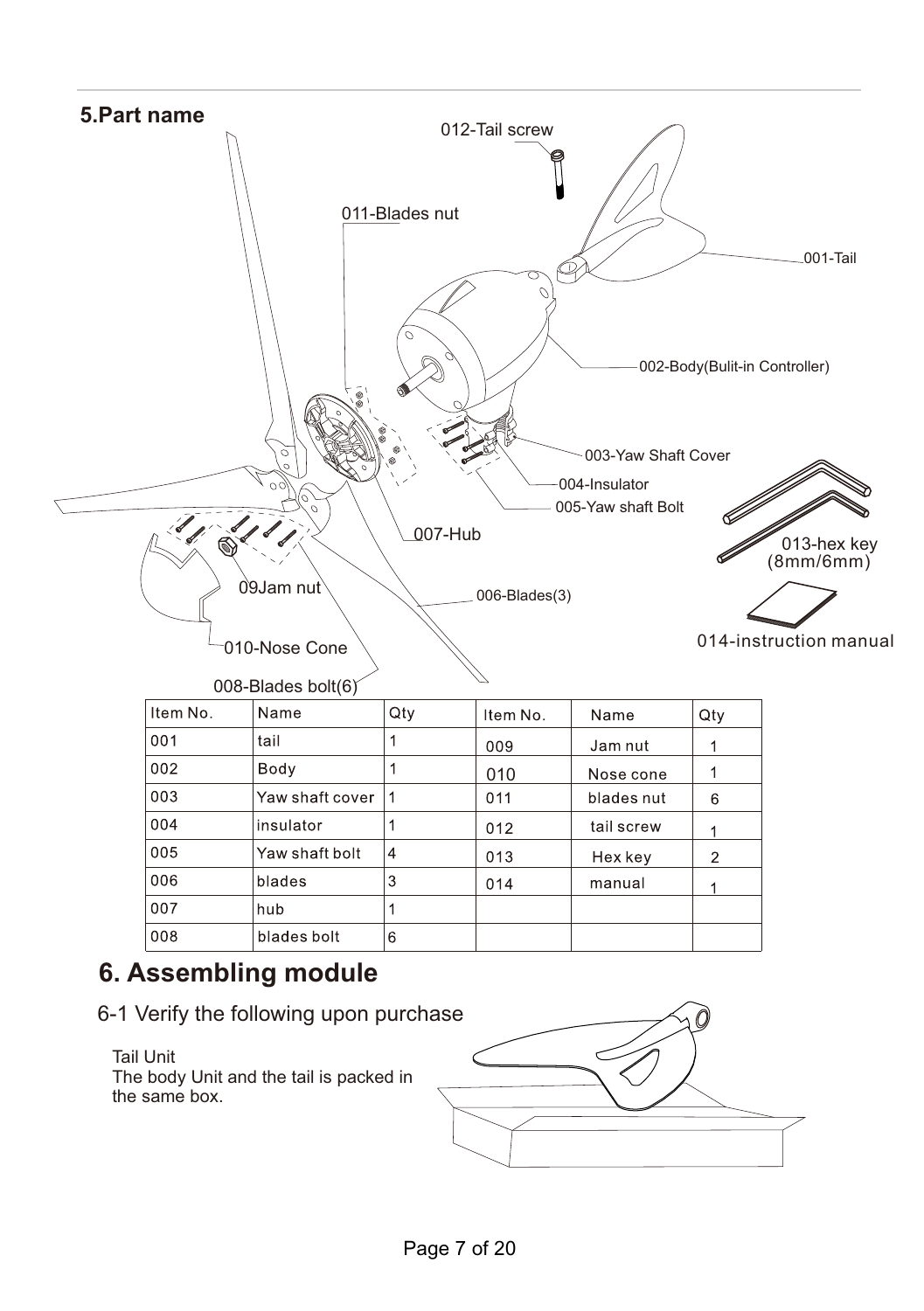## 5.Part name

012-Tail screw

011-Blades nut

001-Tail

002-Body(Bulit-in Controller)

003-Yaw Shaft Cover

004-Insulator

005-Yaw shaft Bolt

007-Hub

013-hex key (8mm/6mm)

09Jam nut

006-Blades(3)

010-Nose Cone

014-instruction manual

008-Blades bolt(6)

| Item No. | Name | Qty | Item No. | Name | Qty |
|---|---|---|---|---|---|
| 001 | tail | 1 | 009 | Jam nut | 1 |
| 002 | Body | 1 | 010 | Nose cone | 1 |
| 003 | Yaw shaft cover | 1 | 011 | blades nut | 6 |
| 004 | insulator | 1 | 012 | tail screw | 1 |
| 005 | Yaw shaft bolt | 4 | 013 | Hex key | 2 |
| 006 | blades | 3 | 014 | manual | 1 |
| 007 | hub | 1 | | | |
| 008 | blades bolt | 6 | | | |

# 6. Assembling module

6-1 Verify the following upon purchase

Tail Unit
The body Unit and the tail is packed in the same box.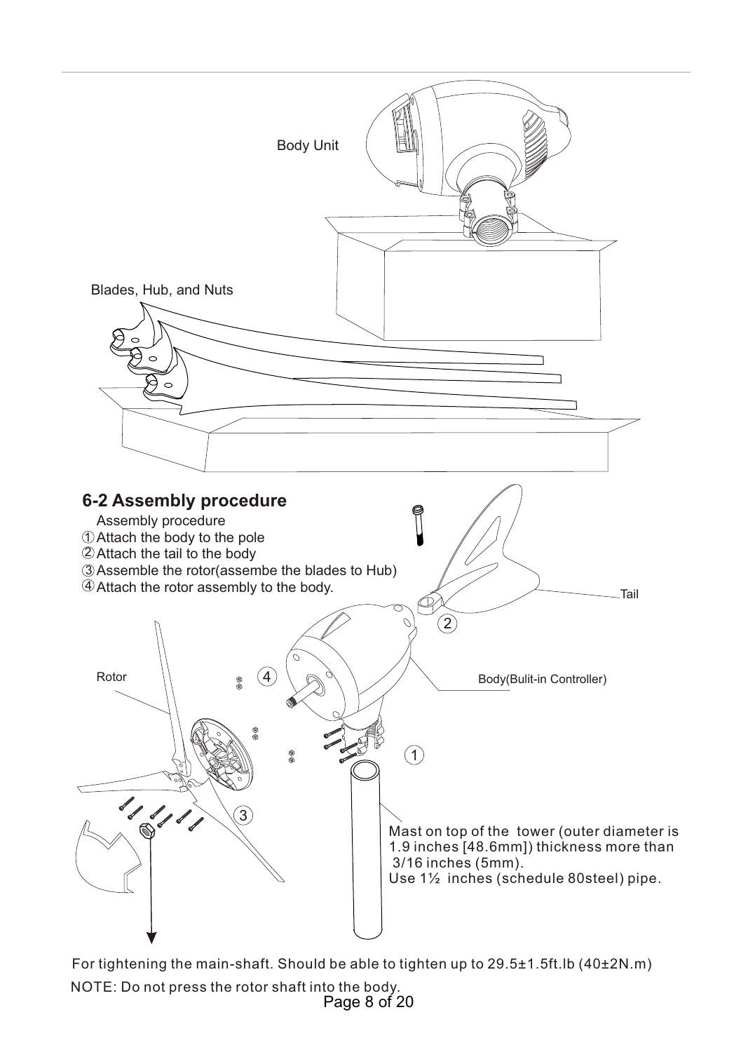Body Unit

Blades, Hub, and Nuts

## 6-2 Assembly procedure

Assembly procedure

① Attach the body to the pole
② Attach the tail to the body
③ Assemble the rotor(assembe the blades to Hub)
④ Attach the rotor assembly to the body.

Tail

Rotor

Body(Bulit-in Controller)

Mast on top of the tower (outer diameter is 1.9 inches [48.6mm]) thickness more than 3/16 inches (5mm).
Use 1½ inches (schedule 80steel) pipe.

For tightening the main-shaft. Should be able to tighten up to 29.5±1.5ft.lb (40±2N.m)

NOTE: Do not press the rotor shaft into the body.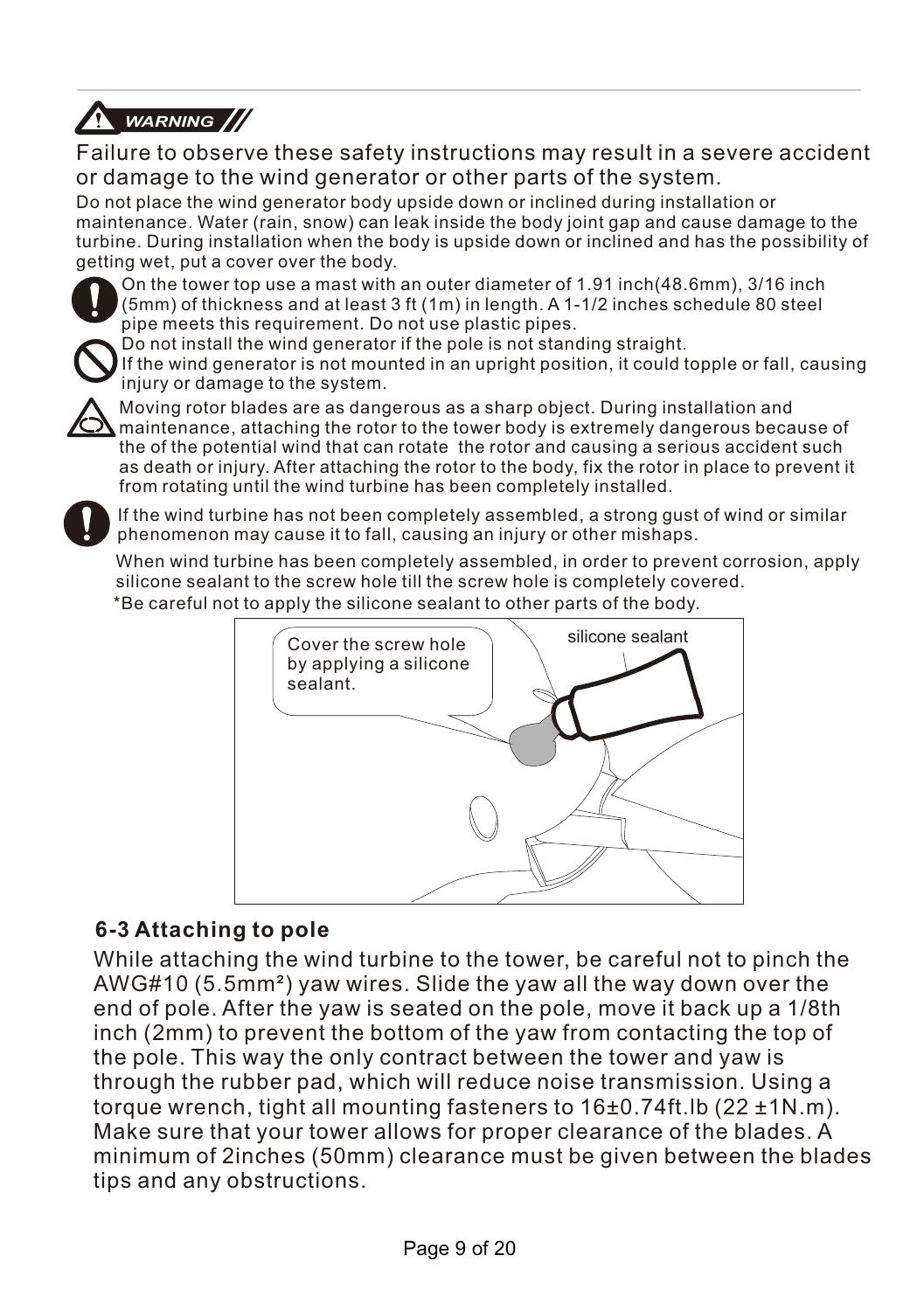**WARNING**

Failure to observe these safety instructions may result in a severe accident or damage to the wind generator or other parts of the system.

Do not place the wind generator body upside down or inclined during installation or maintenance. Water (rain, snow) can leak inside the body joint gap and cause damage to the turbine. During installation when the body is upside down or inclined and has the possibility of getting wet, put a cover over the body.

On the tower top use a mast with an outer diameter of 1.91 inch(48.6mm), 3/16 inch (5mm) of thickness and at least 3 ft (1m) in length. A 1-1/2 inches schedule 80 steel pipe meets this requirement. Do not use plastic pipes.

Do not install the wind generator if the pole is not standing straight.
If the wind generator is not mounted in an upright position, it could topple or fall, causing injury or damage to the system.

Moving rotor blades are as dangerous as a sharp object. During installation and maintenance, attaching the rotor to the tower body is extremely dangerous because of the of the potential wind that can rotate the rotor and causing a serious accident such as death or injury. After attaching the rotor to the body, fix the rotor in place to prevent it from rotating until the wind turbine has been completely installed.

If the wind turbine has not been completely assembled, a strong gust of wind or similar phenomenon may cause it to fall, causing an injury or other mishaps.

When wind turbine has been completely assembled, in order to prevent corrosion, apply silicone sealant to the screw hole till the screw hole is completely covered.

*Be careful not to apply the silicone sealant to other parts of the body.

Cover the screw hole by applying a silicone sealant.

silicone sealant

### 6-3 Attaching to pole

While attaching the wind turbine to the tower, be careful not to pinch the AWG#10 (5.5mm²) yaw wires. Slide the yaw all the way down over the end of pole. After the yaw is seated on the pole, move it back up a 1/8th inch (2mm) to prevent the bottom of the yaw from contacting the top of the pole. This way the only contract between the tower and yaw is through the rubber pad, which will reduce noise transmission. Using a torque wrench, tight all mounting fasteners to 16±0.74ft.lb (22 ±1N.m). Make sure that your tower allows for proper clearance of the blades. A minimum of 2inches (50mm) clearance must be given between the blades tips and any obstructions.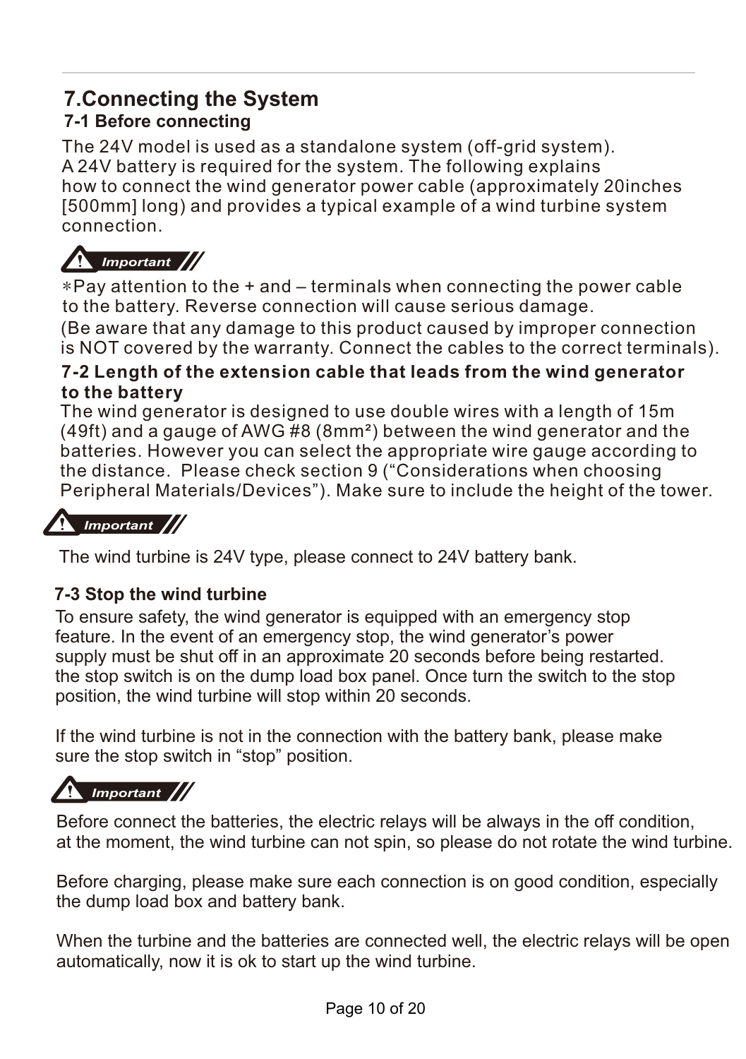# 7.Connecting the System

## 7-1 Before connecting

The 24V model is used as a standalone system (off-grid system). A 24V battery is required for the system. The following explains how to connect the wind generator power cable (approximately 20inches [500mm] long) and provides a typical example of a wind turbine system connection.

**Important**

∗Pay attention to the + and – terminals when connecting the power cable to the battery. Reverse connection will cause serious damage.

(Be aware that any damage to this product caused by improper connection is NOT covered by the warranty. Connect the cables to the correct terminals).

## 7-2 Length of the extension cable that leads from the wind generator to the battery

The wind generator is designed to use double wires with a length of 15m (49ft) and a gauge of AWG #8 (8mm²) between the wind generator and the batteries. However you can select the appropriate wire gauge according to the distance. Please check section 9 (“Considerations when choosing Peripheral Materials/Devices”). Make sure to include the height of the tower.

**Important**

The wind turbine is 24V type, please connect to 24V battery bank.

## 7-3 Stop the wind turbine

To ensure safety, the wind generator is equipped with an emergency stop feature. In the event of an emergency stop, the wind generator’s power supply must be shut off in an approximate 20 seconds before being restarted. the stop switch is on the dump load box panel. Once turn the switch to the stop position, the wind turbine will stop within 20 seconds.

If the wind turbine is not in the connection with the battery bank, please make sure the stop switch in “stop” position.

**Important**

Before connect the batteries, the electric relays will be always in the off condition, at the moment, the wind turbine can not spin, so please do not rotate the wind turbine.

Before charging, please make sure each connection is on good condition, especially the dump load box and battery bank.

When the turbine and the batteries are connected well, the electric relays will be open automatically, now it is ok to start up the wind turbine.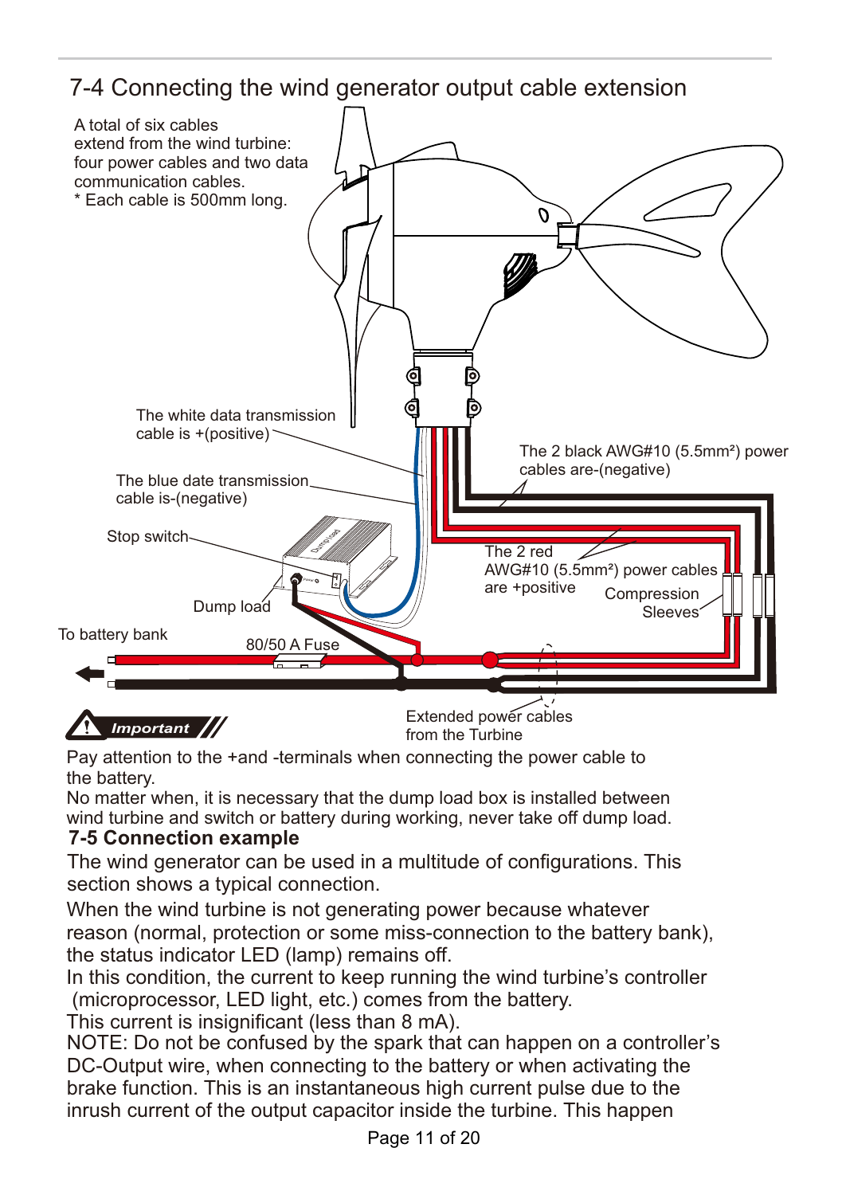# 7-4 Connecting the wind generator output cable extension

A total of six cables extend from the wind turbine: four power cables and two data communication cables.
* Each cable is 500mm long.

The white data transmission cable is +(positive)

The blue date transmission cable is-(negative)

Stop switch

Dump load

To battery bank

80/50 A Fuse

The 2 black AWG#10 (5.5mm²) power cables are-(negative)

The 2 red AWG#10 (5.5mm²) power cables are +positive

Compression Sleeves

Extended power cables from the Turbine

**Important**

Pay attention to the +and -terminals when connecting the power cable to the battery.
No matter when, it is necessary that the dump load box is installed between wind turbine and switch or battery during working, never take off dump load.

## 7-5 Connection example

The wind generator can be used in a multitude of configurations. This section shows a typical connection.

When the wind turbine is not generating power because whatever reason (normal, protection or some miss-connection to the battery bank), the status indicator LED (lamp) remains off.
In this condition, the current to keep running the wind turbine's controller (microprocessor, LED light, etc.) comes from the battery.
This current is insignificant (less than 8 mA).
NOTE: Do not be confused by the spark that can happen on a controller's DC-Output wire, when connecting to the battery or when activating the brake function. This is an instantaneous high current pulse due to the inrush current of the output capacitor inside the turbine. This happen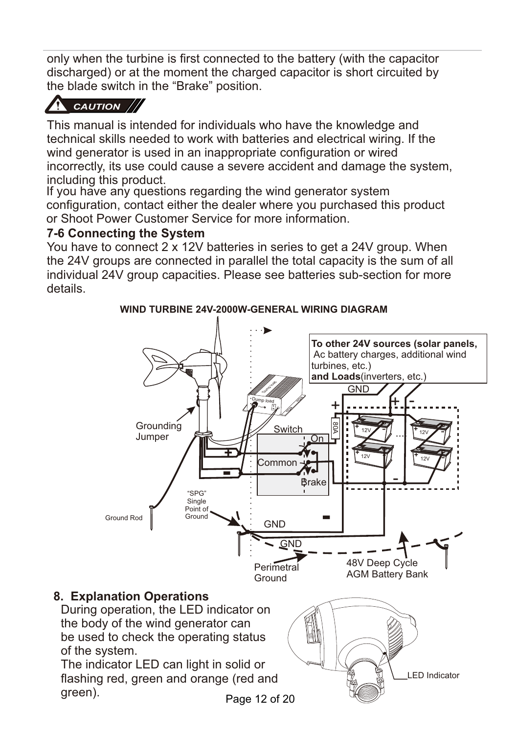only when the turbine is first connected to the battery (with the capacitor discharged) or at the moment the charged capacitor is short circuited by the blade switch in the “Brake” position.

**CAUTION**

This manual is intended for individuals who have the knowledge and technical skills needed to work with batteries and electrical wiring. If the wind generator is used in an inappropriate configuration or wired incorrectly, its use could cause a severe accident and damage the system, including this product.
If you have any questions regarding the wind generator system configuration, contact either the dealer where you purchased this product or Shoot Power Customer Service for more information.

### 7-6 Connecting the System

You have to connect 2 x 12V batteries in series to get a 24V group. When the 24V groups are connected in parallel the total capacity is the sum of all individual 24V group capacities. Please see batteries sub-section for more details.

**WIND TURBINE 24V-2000W-GENERAL WIRING DIAGRAM**

**To other 24V sources (solar panels,** Ac battery charges, additional wind turbines, etc.) **and Loads**(inverters, etc.)

GND

Grounding Jumper

Dump load

Switch

On

Common

Brake

80A

12V

12V

12V

12V

“SPG” Single Point of Ground

Ground Rod

GND

GND

Perimetral Ground

48V Deep Cycle AGM Battery Bank

## 8. Explanation Operations

During operation, the LED indicator on the body of the wind generator can be used to check the operating status of the system.
The indicator LED can light in solid or flashing red, green and orange (red and green).

LED Indicator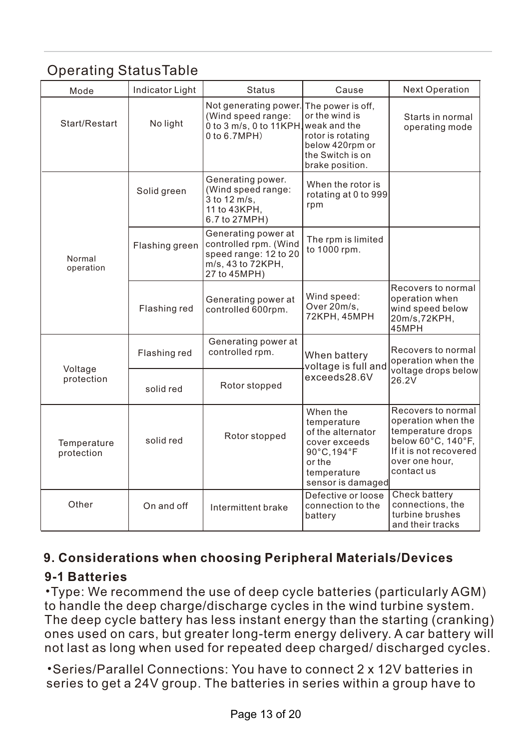## Operating StatusTable

| Mode | Indicator Light | Status | Cause | Next Operation |
|---|---|---|---|---|
| Start/Restart | No light | Not generating power. (Wind speed range: 0 to 3 m/s, 0 to 11KPH, 0 to 6.7MPH) | The power is off, or the wind is weak and the rotor is rotating below 420rpm or the Switch is on brake position. | Starts in normal operating mode |
| Normal operation | Solid green | Generating power. (Wind speed range: 3 to 12 m/s, 11 to 43KPH, 6.7 to 27MPH) | When the rotor is rotating at 0 to 999 rpm | |
| | Flashing green | Generating power at controlled rpm. (Wind speed range: 12 to 20 m/s, 43 to 72KPH, 27 to 45MPH) | The rpm is limited to 1000 rpm. | |
| | Flashing red | Generating power at controlled 600rpm. | Wind speed: Over 20m/s, 72KPH, 45MPH | Recovers to normal operation when wind speed below 20m/s,72KPH, 45MPH |
| Voltage protection | Flashing red | Generating power at controlled rpm. | When battery voltage is full and exceeds28.6V | Recovers to normal operation when the voltage drops below 26.2V |
| | solid red | Rotor stopped | | |
| Temperature protection | solid red | Rotor stopped | When the temperature of the alternator cover exceeds 90°C,194°F or the temperature sensor is damaged | Recovers to normal operation when the temperature drops below 60°C, 140°F, If it is not recovered over one hour, contact us |
| Other | On and off | Intermittent brake | Defective or loose connection to the battery | Check battery connections, the turbine brushes and their tracks |

## 9. Considerations when choosing Peripheral Materials/Devices

### 9-1 Batteries

•Type: We recommend the use of deep cycle batteries (particularly AGM) to handle the deep charge/discharge cycles in the wind turbine system. The deep cycle battery has less instant energy than the starting (cranking) ones used on cars, but greater long-term energy delivery. A car battery will not last as long when used for repeated deep charged/ discharged cycles.

•Series/Parallel Connections: You have to connect 2 x 12V batteries in series to get a 24V group. The batteries in series within a group have to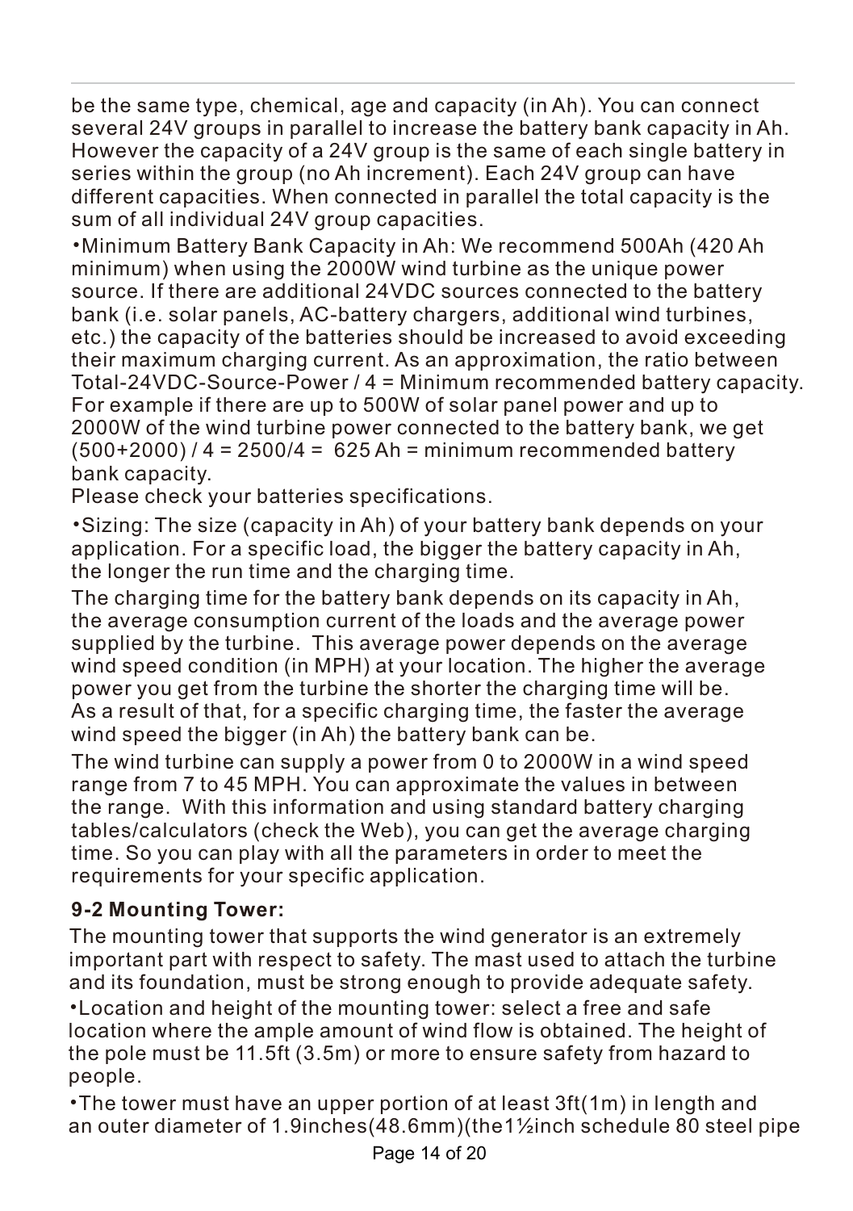be the same type, chemical, age and capacity (in Ah). You can connect several 24V groups in parallel to increase the battery bank capacity in Ah. However the capacity of a 24V group is the same of each single battery in series within the group (no Ah increment). Each 24V group can have different capacities. When connected in parallel the total capacity is the sum of all individual 24V group capacities.

•Minimum Battery Bank Capacity in Ah: We recommend 500Ah (420 Ah minimum) when using the 2000W wind turbine as the unique power source. If there are additional 24VDC sources connected to the battery bank (i.e. solar panels, AC-battery chargers, additional wind turbines, etc.) the capacity of the batteries should be increased to avoid exceeding their maximum charging current. As an approximation, the ratio between Total-24VDC-Source-Power / 4 = Minimum recommended battery capacity. For example if there are up to 500W of solar panel power and up to 2000W of the wind turbine power connected to the battery bank, we get (500+2000) / 4 = 2500/4 = 625 Ah = minimum recommended battery bank capacity.
Please check your batteries specifications.

•Sizing: The size (capacity in Ah) of your battery bank depends on your application. For a specific load, the bigger the battery capacity in Ah, the longer the run time and the charging time.

The charging time for the battery bank depends on its capacity in Ah, the average consumption current of the loads and the average power supplied by the turbine. This average power depends on the average wind speed condition (in MPH) at your location. The higher the average power you get from the turbine the shorter the charging time will be. As a result of that, for a specific charging time, the faster the average wind speed the bigger (in Ah) the battery bank can be.

The wind turbine can supply a power from 0 to 2000W in a wind speed range from 7 to 45 MPH. You can approximate the values in between the range. With this information and using standard battery charging tables/calculators (check the Web), you can get the average charging time. So you can play with all the parameters in order to meet the requirements for your specific application.

**9-2 Mounting Tower:**

The mounting tower that supports the wind generator is an extremely important part with respect to safety. The mast used to attach the turbine and its foundation, must be strong enough to provide adequate safety.

•Location and height of the mounting tower: select a free and safe location where the ample amount of wind flow is obtained. The height of the pole must be 11.5ft (3.5m) or more to ensure safety from hazard to people.

•The tower must have an upper portion of at least 3ft(1m) in length and an outer diameter of 1.9inches(48.6mm)(the1½inch schedule 80 steel pipe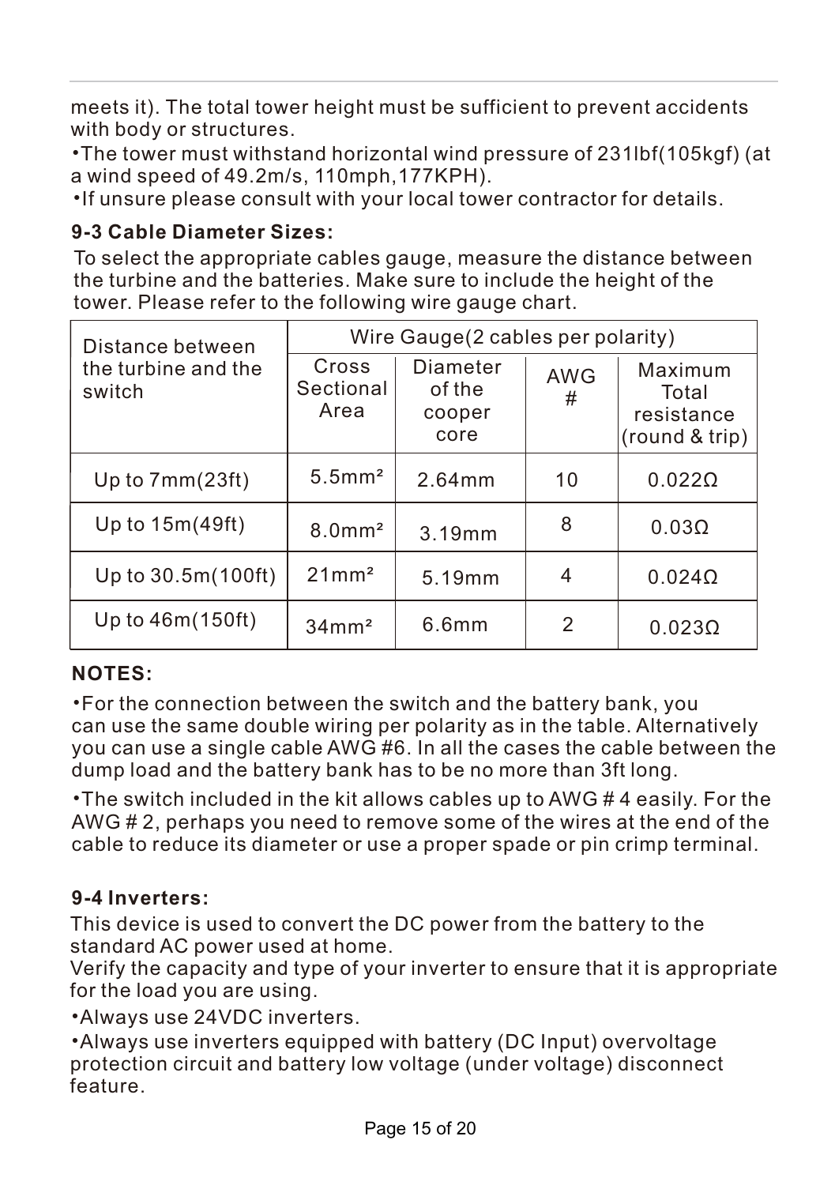meets it). The total tower height must be sufficient to prevent accidents with body or structures.

- The tower must withstand horizontal wind pressure of 231lbf(105kgf) (at a wind speed of 49.2m/s, 110mph,177KPH).
- If unsure please consult with your local tower contractor for details.

### 9-3 Cable Diameter Sizes:

To select the appropriate cables gauge, measure the distance between the turbine and the batteries. Make sure to include the height of the tower. Please refer to the following wire gauge chart.

| Distance between the turbine and the switch | Wire Gauge(2 cables per polarity) | | | |
|---|---|---|---|---|
| | Cross Sectional Area | Diameter of the cooper core | AWG # | Maximum Total resistance (round & trip) |
| Up to 7mm(23ft) | 5.5mm² | 2.64mm | 10 | 0.022Ω |
| Up to 15m(49ft) | 8.0mm² | 3.19mm | 8 | 0.03Ω |
| Up to 30.5m(100ft) | 21mm² | 5.19mm | 4 | 0.024Ω |
| Up to 46m(150ft) | 34mm² | 6.6mm | 2 | 0.023Ω |

**NOTES:**

- For the connection between the switch and the battery bank, you can use the same double wiring per polarity as in the table. Alternatively you can use a single cable AWG #6. In all the cases the cable between the dump load and the battery bank has to be no more than 3ft long.
- The switch included in the kit allows cables up to AWG # 4 easily. For the AWG # 2, perhaps you need to remove some of the wires at the end of the cable to reduce its diameter or use a proper spade or pin crimp terminal.

### 9-4 Inverters:

This device is used to convert the DC power from the battery to the standard AC power used at home.
Verify the capacity and type of your inverter to ensure that it is appropriate for the load you are using.

- Always use 24VDC inverters.
- Always use inverters equipped with battery (DC Input) overvoltage protection circuit and battery low voltage (under voltage) disconnect feature.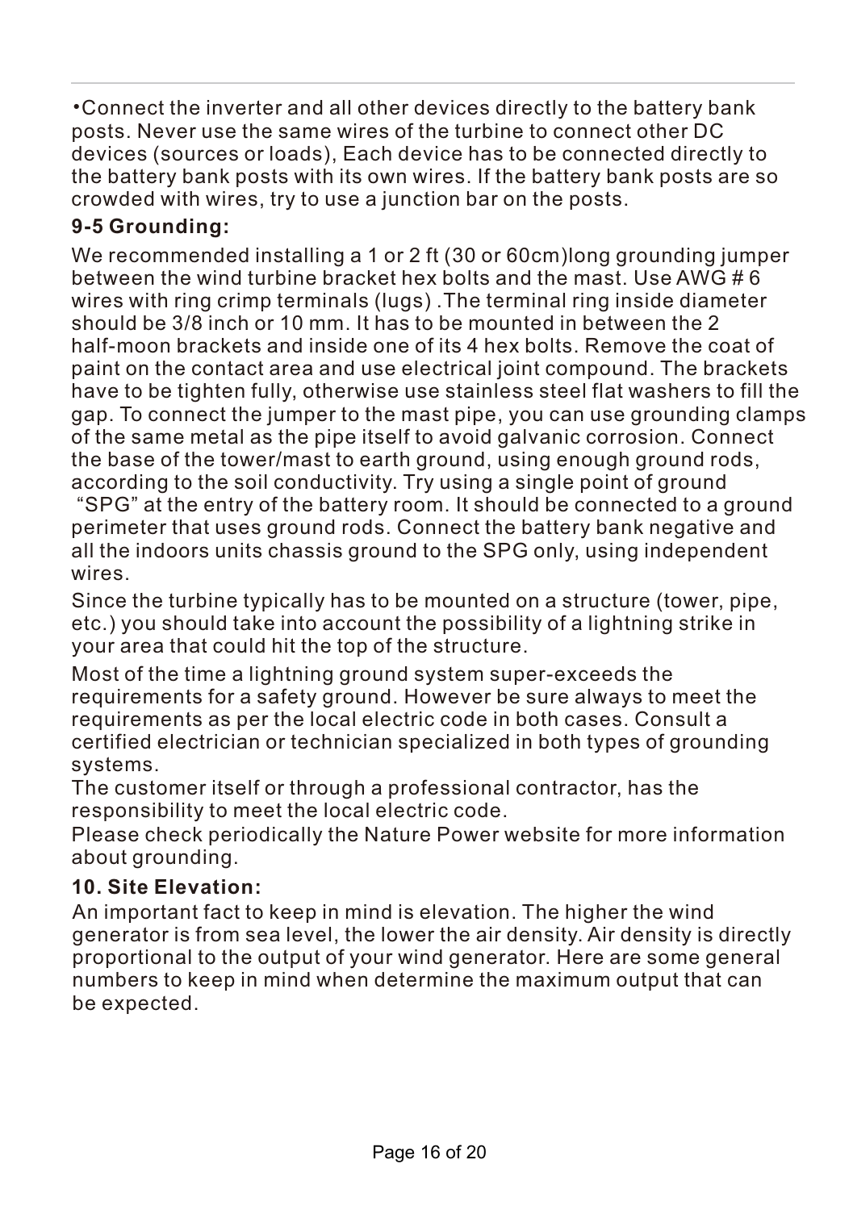•Connect the inverter and all other devices directly to the battery bank posts. Never use the same wires of the turbine to connect other DC devices (sources or loads), Each device has to be connected directly to the battery bank posts with its own wires. If the battery bank posts are so crowded with wires, try to use a junction bar on the posts.

### 9-5 Grounding:

We recommended installing a 1 or 2 ft (30 or 60cm)long grounding jumper between the wind turbine bracket hex bolts and the mast. Use AWG # 6 wires with ring crimp terminals (lugs) .The terminal ring inside diameter should be 3/8 inch or 10 mm. It has to be mounted in between the 2 half-moon brackets and inside one of its 4 hex bolts. Remove the coat of paint on the contact area and use electrical joint compound. The brackets have to be tighten fully, otherwise use stainless steel flat washers to fill the gap. To connect the jumper to the mast pipe, you can use grounding clamps of the same metal as the pipe itself to avoid galvanic corrosion. Connect the base of the tower/mast to earth ground, using enough ground rods, according to the soil conductivity. Try using a single point of ground "SPG" at the entry of the battery room. It should be connected to a ground perimeter that uses ground rods. Connect the battery bank negative and all the indoors units chassis ground to the SPG only, using independent wires.

Since the turbine typically has to be mounted on a structure (tower, pipe, etc.) you should take into account the possibility of a lightning strike in your area that could hit the top of the structure.

Most of the time a lightning ground system super-exceeds the requirements for a safety ground. However be sure always to meet the requirements as per the local electric code in both cases. Consult a certified electrician or technician specialized in both types of grounding systems.

The customer itself or through a professional contractor, has the responsibility to meet the local electric code.

Please check periodically the Nature Power website for more information about grounding.

## 10. Site Elevation:

An important fact to keep in mind is elevation. The higher the wind generator is from sea level, the lower the air density. Air density is directly proportional to the output of your wind generator. Here are some general numbers to keep in mind when determine the maximum output that can be expected.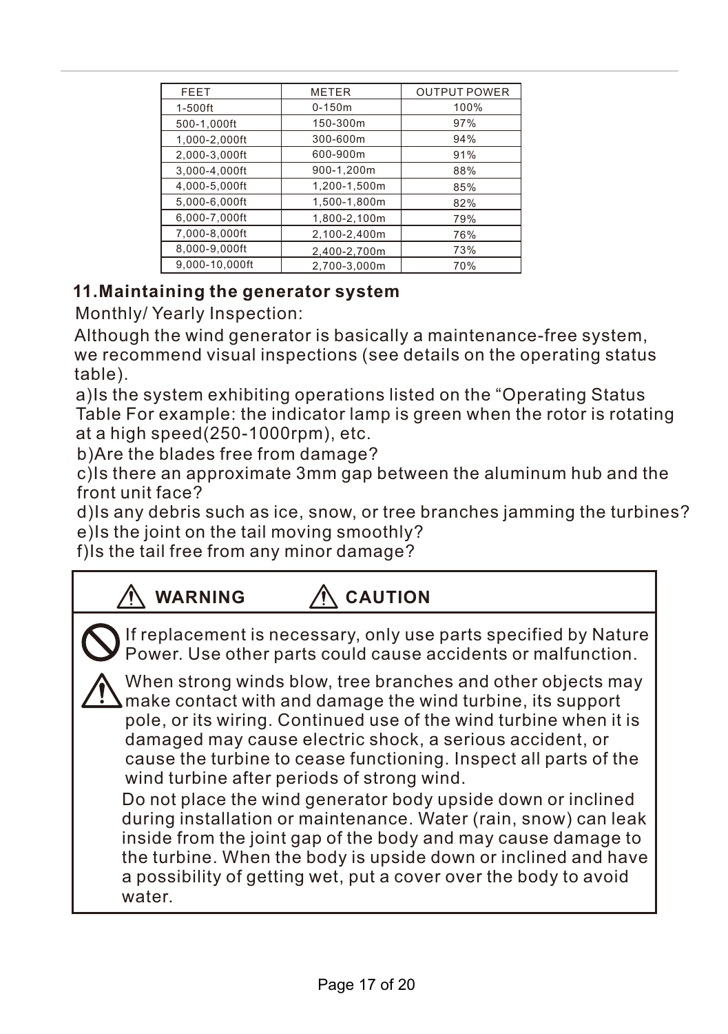| FEET | METER | OUTPUT POWER |
|---|---|---|
| 1-500ft | 0-150m | 100% |
| 500-1,000ft | 150-300m | 97% |
| 1,000-2,000ft | 300-600m | 94% |
| 2,000-3,000ft | 600-900m | 91% |
| 3,000-4,000ft | 900-1,200m | 88% |
| 4,000-5,000ft | 1,200-1,500m | 85% |
| 5,000-6,000ft | 1,500-1,800m | 82% |
| 6,000-7,000ft | 1,800-2,100m | 79% |
| 7,000-8,000ft | 2,100-2,400m | 76% |
| 8,000-9,000ft | 2,400-2,700m | 73% |
| 9,000-10,000ft | 2,700-3,000m | 70% |

## 11.Maintaining the generator system

Monthly/ Yearly Inspection:

Although the wind generator is basically a maintenance-free system, we recommend visual inspections (see details on the operating status table).

a)Is the system exhibiting operations listed on the "Operating Status Table For example: the indicator lamp is green when the rotor is rotating at a high speed(250-1000rpm), etc.

b)Are the blades free from damage?

c)Is there an approximate 3mm gap between the aluminum hub and the front unit face?

d)Is any debris such as ice, snow, or tree branches jamming the turbines?

e)Is the joint on the tail moving smoothly?

f)Is the tail free from any minor damage?

**⚠ WARNING** **⚠ CAUTION**

If replacement is necessary, only use parts specified by Nature Power. Use other parts could cause accidents or malfunction.

When strong winds blow, tree branches and other objects may make contact with and damage the wind turbine, its support pole, or its wiring. Continued use of the wind turbine when it is damaged may cause electric shock, a serious accident, or cause the turbine to cease functioning. Inspect all parts of the wind turbine after periods of strong wind.

Do not place the wind generator body upside down or inclined during installation or maintenance. Water (rain, snow) can leak inside from the joint gap of the body and may cause damage to the turbine. When the body is upside down or inclined and have a possibility of getting wet, put a cover over the body to avoid water.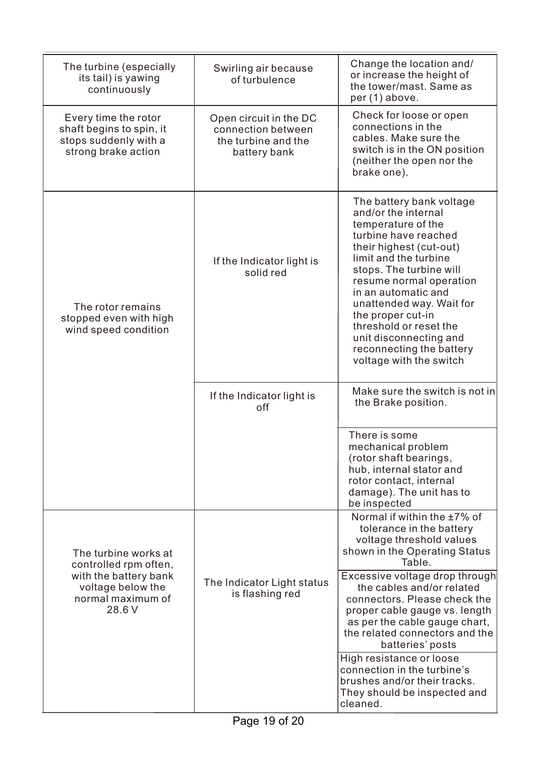| | | |
|---|---|---|
| The turbine (especially its tail) is yawing continuously | Swirling air because of turbulence | Change the location and/ or increase the height of the tower/mast. Same as per (1) above. |
| Every time the rotor shaft begins to spin, it stops suddenly with a strong brake action | Open circuit in the DC connection between the turbine and the battery bank | Check for loose or open connections in the cables. Make sure the switch is in the ON position (neither the open nor the brake one). |
| The rotor remains stopped even with high wind speed condition | If the Indicator light is solid red | The battery bank voltage and/or the internal temperature of the turbine have reached their highest (cut-out) limit and the turbine stops. The turbine will resume normal operation in an automatic and unattended way. Wait for the proper cut-in threshold or reset the unit disconnecting and reconnecting the battery voltage with the switch |
| | If the Indicator light is off | Make sure the switch is not in the Brake position. |
| | | There is some mechanical problem (rotor shaft bearings, hub, internal stator and rotor contact, internal damage). The unit has to be inspected |
| The turbine works at controlled rpm often, with the battery bank voltage below the normal maximum of 28.6 V | The Indicator Light status is flashing red | Normal if within the ±7% of tolerance in the battery voltage threshold values shown in the Operating Status Table. |
| | | Excessive voltage drop through the cables and/or related connectors. Please check the proper cable gauge vs. length as per the cable gauge chart, the related connectors and the batteries' posts |
| | | High resistance or loose connection in the turbine's brushes and/or their tracks. They should be inspected and cleaned. |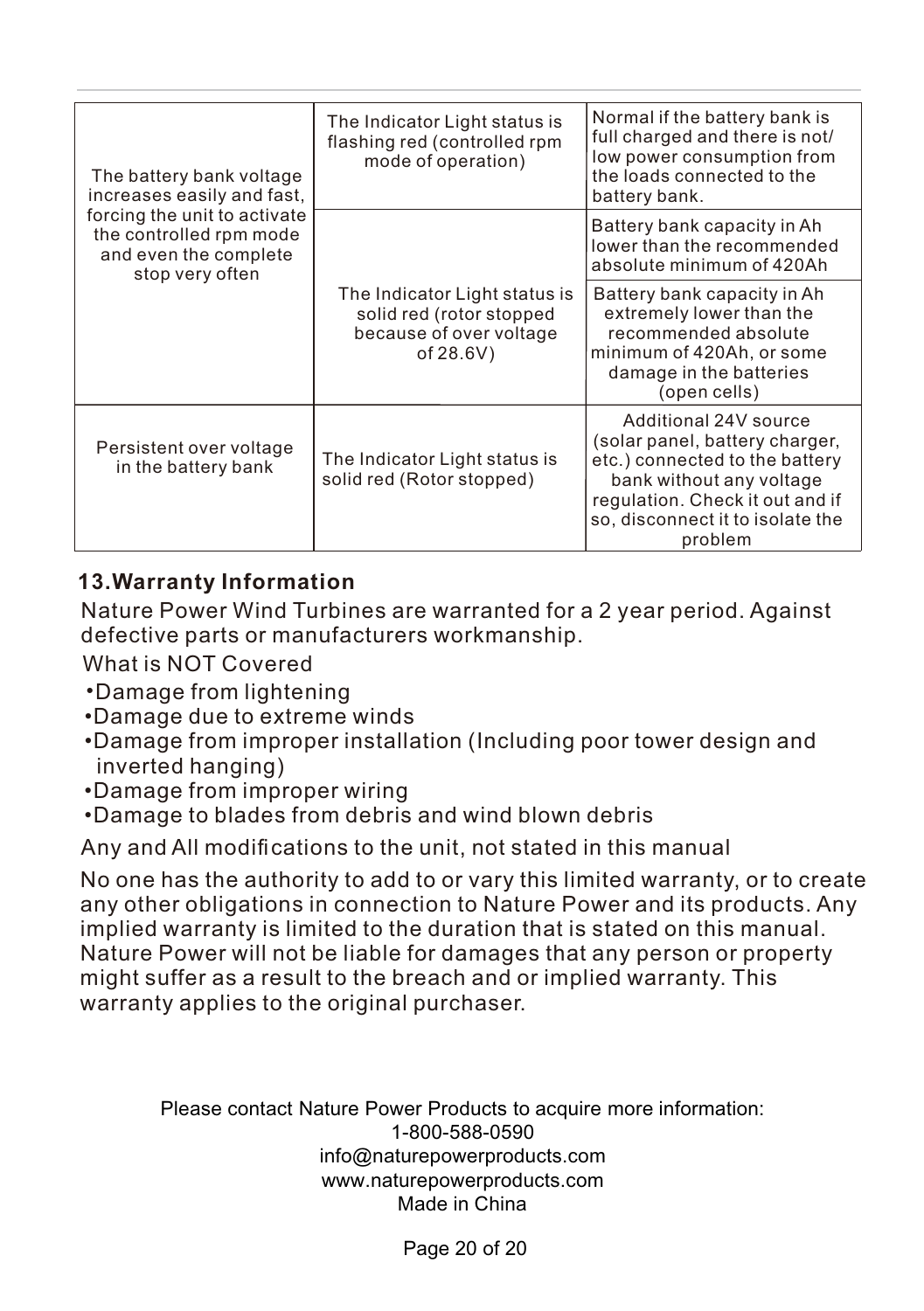| | | |
|---|---|---|
| The battery bank voltage increases easily and fast, forcing the unit to activate the controlled rpm mode and even the complete stop very often | The Indicator Light status is flashing red (controlled rpm mode of operation) | Normal if the battery bank is full charged and there is not/ low power consumption from the loads connected to the battery bank. |
| | The Indicator Light status is solid red (rotor stopped because of over voltage of 28.6V) | Battery bank capacity in Ah lower than the recommended absolute minimum of 420Ah |
| | | Battery bank capacity in Ah extremely lower than the recommended absolute minimum of 420Ah, or some damage in the batteries (open cells) |
| Persistent over voltage in the battery bank | The Indicator Light status is solid red (Rotor stopped) | Additional 24V source (solar panel, battery charger, etc.) connected to the battery bank without any voltage regulation. Check it out and if so, disconnect it to isolate the problem |

## 13.Warranty Information

Nature Power Wind Turbines are warranted for a 2 year period. Against defective parts or manufacturers workmanship.

What is NOT Covered

- Damage from lightening
- Damage due to extreme winds
- Damage from improper installation (Including poor tower design and inverted hanging)
- Damage from improper wiring
- Damage to blades from debris and wind blown debris

Any and All modifications to the unit, not stated in this manual

No one has the authority to add to or vary this limited warranty, or to create any other obligations in connection to Nature Power and its products. Any implied warranty is limited to the duration that is stated on this manual. Nature Power will not be liable for damages that any person or property might suffer as a result to the breach and or implied warranty. This warranty applies to the original purchaser.

Please contact Nature Power Products to acquire more information:
1-800-588-0590
info@naturepowerproducts.com
www.naturepowerproducts.com
Made in China